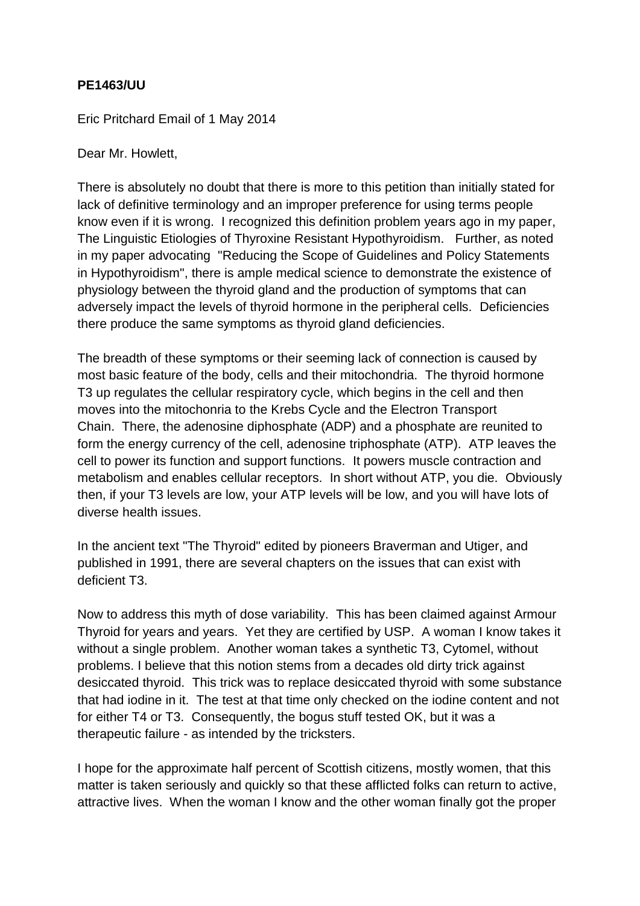**PE1463/UU**

Eric Pritchard Email of 1 May 2014

Dear Mr. Howlett,

There is absolutely no doubt that there is more to this petition than initially stated for lack of definitive terminology and an improper preference for using terms people know even if it is wrong. I recognized this definition problem years ago in my paper, The Linguistic Etiologies of Thyroxine Resistant Hypothyroidism. Further, as noted in my paper advocating "Reducing the Scope of Guidelines and Policy Statements in Hypothyroidism", there is ample medical science to demonstrate the existence of physiology between the thyroid gland and the production of symptoms that can adversely impact the levels of thyroid hormone in the peripheral cells. Deficiencies there produce the same symptoms as thyroid gland deficiencies.

The breadth of these symptoms or their seeming lack of connection is caused by most basic feature of the body, cells and their mitochondria. The thyroid hormone T3 up regulates the cellular respiratory cycle, which begins in the cell and then moves into the mitochonria to the Krebs Cycle and the Electron Transport Chain. There, the adenosine diphosphate (ADP) and a phosphate are reunited to form the energy currency of the cell, adenosine triphosphate (ATP). ATP leaves the cell to power its function and support functions. It powers muscle contraction and metabolism and enables cellular receptors. In short without ATP, you die. Obviously then, if your T3 levels are low, your ATP levels will be low, and you will have lots of diverse health issues.

In the ancient text "The Thyroid" edited by pioneers Braverman and Utiger, and published in 1991, there are several chapters on the issues that can exist with deficient T3.

Now to address this myth of dose variability. This has been claimed against Armour Thyroid for years and years. Yet they are certified by USP. A woman I know takes it without a single problem. Another woman takes a synthetic T3, Cytomel, without problems. I believe that this notion stems from a decades old dirty trick against desiccated thyroid. This trick was to replace desiccated thyroid with some substance that had iodine in it. The test at that time only checked on the iodine content and not for either T4 or T3. Consequently, the bogus stuff tested OK, but it was a therapeutic failure - as intended by the tricksters.

I hope for the approximate half percent of Scottish citizens, mostly women, that this matter is taken seriously and quickly so that these afflicted folks can return to active, attractive lives. When the woman I know and the other woman finally got the proper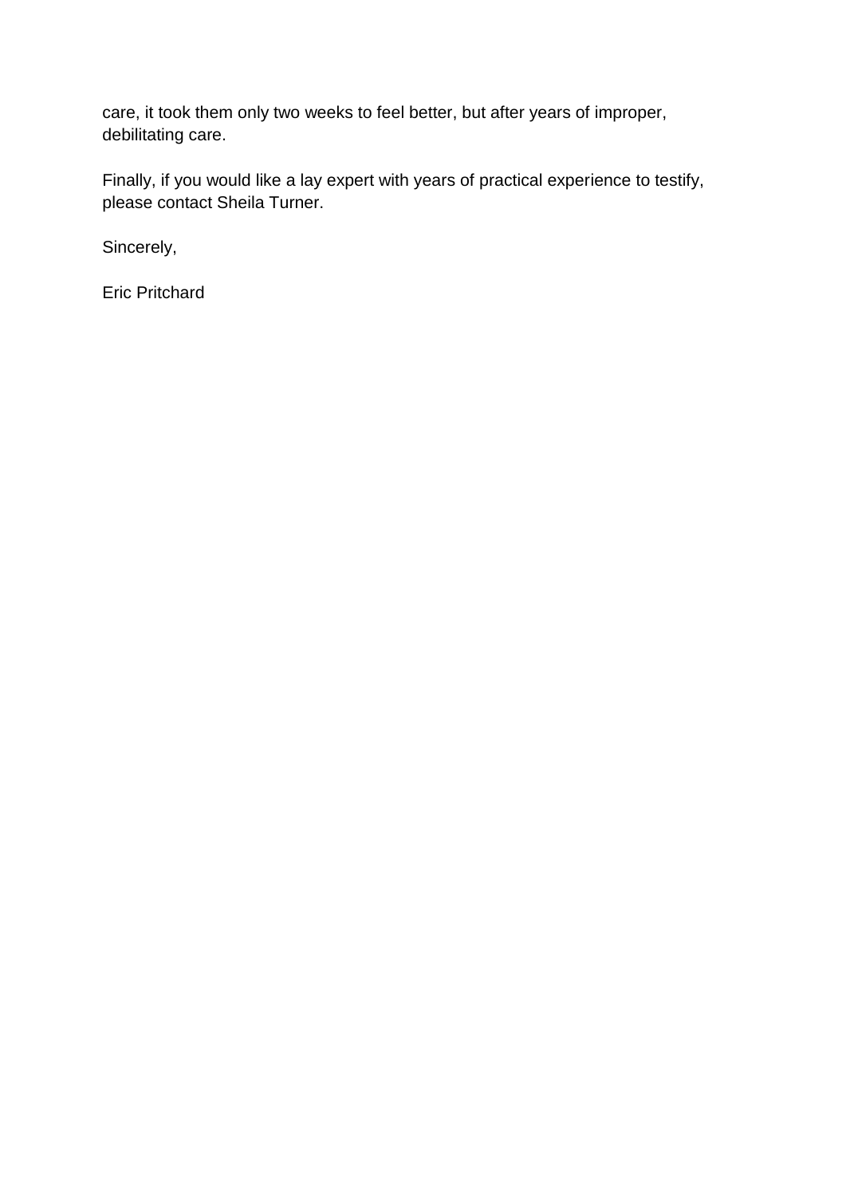care, it took them only two weeks to feel better, but after years of improper, debilitating care.

Finally, if you would like a lay expert with years of practical experience to testify, please contact Sheila Turner.

Sincerely,

Eric Pritchard